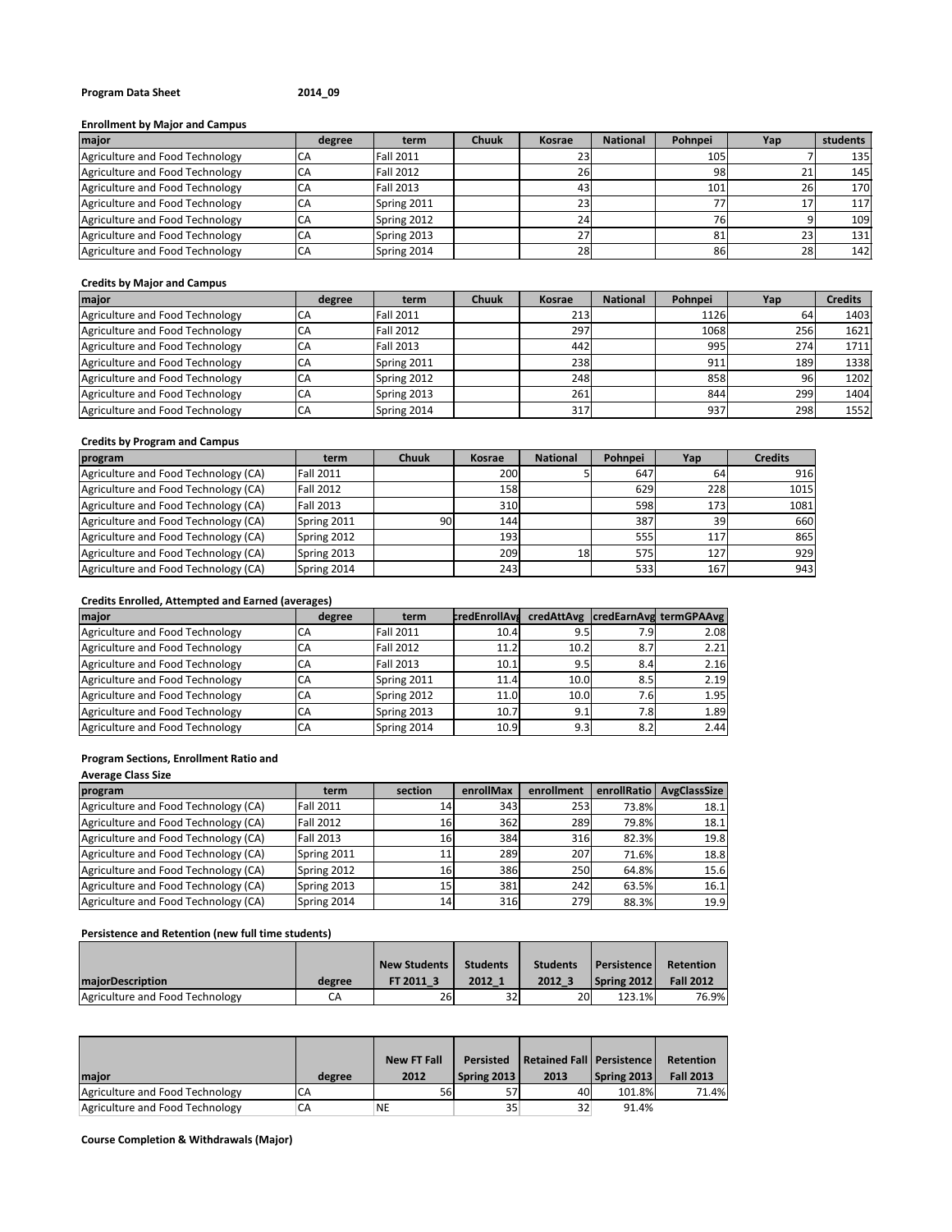**Program Data Sheet** **2014_09**

**Enrollment by Major and Campus**

| major | degree | term | Chuuk | Kosrae | National | Pohnpei | Yap | students |
|---|---|---|---|---|---|---|---|---|
| Agriculture and Food Technology | CA | Fall 2011 | | 23 | | 105 | 7 | 135 |
| Agriculture and Food Technology | CA | Fall 2012 | | 26 | | 98 | 21 | 145 |
| Agriculture and Food Technology | CA | Fall 2013 | | 43 | | 101 | 26 | 170 |
| Agriculture and Food Technology | CA | Spring 2011 | | 23 | | 77 | 17 | 117 |
| Agriculture and Food Technology | CA | Spring 2012 | | 24 | | 76 | 9 | 109 |
| Agriculture and Food Technology | CA | Spring 2013 | | 27 | | 81 | 23 | 131 |
| Agriculture and Food Technology | CA | Spring 2014 | | 28 | | 86 | 28 | 142 |

**Credits by Major and Campus**

| major | degree | term | Chuuk | Kosrae | National | Pohnpei | Yap | Credits |
|---|---|---|---|---|---|---|---|---|
| Agriculture and Food Technology | CA | Fall 2011 | | 213 | | 1126 | 64 | 1403 |
| Agriculture and Food Technology | CA | Fall 2012 | | 297 | | 1068 | 256 | 1621 |
| Agriculture and Food Technology | CA | Fall 2013 | | 442 | | 995 | 274 | 1711 |
| Agriculture and Food Technology | CA | Spring 2011 | | 238 | | 911 | 189 | 1338 |
| Agriculture and Food Technology | CA | Spring 2012 | | 248 | | 858 | 96 | 1202 |
| Agriculture and Food Technology | CA | Spring 2013 | | 261 | | 844 | 299 | 1404 |
| Agriculture and Food Technology | CA | Spring 2014 | | 317 | | 937 | 298 | 1552 |

**Credits by Program and Campus**

| program | term | Chuuk | Kosrae | National | Pohnpei | Yap | Credits |
|---|---|---|---|---|---|---|---|
| Agriculture and Food Technology (CA) | Fall 2011 | | 200 | 5 | 647 | 64 | 916 |
| Agriculture and Food Technology (CA) | Fall 2012 | | 158 | | 629 | 228 | 1015 |
| Agriculture and Food Technology (CA) | Fall 2013 | | 310 | | 598 | 173 | 1081 |
| Agriculture and Food Technology (CA) | Spring 2011 | 90 | 144 | | 387 | 39 | 660 |
| Agriculture and Food Technology (CA) | Spring 2012 | | 193 | | 555 | 117 | 865 |
| Agriculture and Food Technology (CA) | Spring 2013 | | 209 | 18 | 575 | 127 | 929 |
| Agriculture and Food Technology (CA) | Spring 2014 | | 243 | | 533 | 167 | 943 |

**Credits Enrolled, Attempted and Earned (averages)**

| major | degree | term | credEnrollAvg | credAttAvg | credEarnAvg | termGPAAvg |
|---|---|---|---|---|---|---|
| Agriculture and Food Technology | CA | Fall 2011 | 10.4 | 9.5 | 7.9 | 2.08 |
| Agriculture and Food Technology | CA | Fall 2012 | 11.2 | 10.2 | 8.7 | 2.21 |
| Agriculture and Food Technology | CA | Fall 2013 | 10.1 | 9.5 | 8.4 | 2.16 |
| Agriculture and Food Technology | CA | Spring 2011 | 11.4 | 10.0 | 8.5 | 2.19 |
| Agriculture and Food Technology | CA | Spring 2012 | 11.0 | 10.0 | 7.6 | 1.95 |
| Agriculture and Food Technology | CA | Spring 2013 | 10.7 | 9.1 | 7.8 | 1.89 |
| Agriculture and Food Technology | CA | Spring 2014 | 10.9 | 9.3 | 8.2 | 2.44 |

**Program Sections, Enrollment Ratio and Average Class Size**

| program | term | section | enrollMax | enrollment | enrollRatio | AvgClassSize |
|---|---|---|---|---|---|---|
| Agriculture and Food Technology (CA) | Fall 2011 | 14 | 343 | 253 | 73.8% | 18.1 |
| Agriculture and Food Technology (CA) | Fall 2012 | 16 | 362 | 289 | 79.8% | 18.1 |
| Agriculture and Food Technology (CA) | Fall 2013 | 16 | 384 | 316 | 82.3% | 19.8 |
| Agriculture and Food Technology (CA) | Spring 2011 | 11 | 289 | 207 | 71.6% | 18.8 |
| Agriculture and Food Technology (CA) | Spring 2012 | 16 | 386 | 250 | 64.8% | 15.6 |
| Agriculture and Food Technology (CA) | Spring 2013 | 15 | 381 | 242 | 63.5% | 16.1 |
| Agriculture and Food Technology (CA) | Spring 2014 | 14 | 316 | 279 | 88.3% | 19.9 |

**Persistence and Retention (new full time students)**

| majorDescription | degree | New Students FT 2011_3 | Students 2012_1 | Students 2012_3 | Persistence Spring 2012 | Retention Fall 2012 |
|---|---|---|---|---|---|---|
| Agriculture and Food Technology | CA | 26 | 32 | 20 | 123.1% | 76.9% |

| major | degree | New FT Fall 2012 | Persisted Spring 2013 | Retained Fall 2013 | Persistence Spring 2013 | Retention Fall 2013 |
|---|---|---|---|---|---|---|
| Agriculture and Food Technology | CA | 56 | 57 | 40 | 101.8% | 71.4% |
| Agriculture and Food Technology | CA | NE | 35 | 32 | 91.4% | |

**Course Completion & Withdrawals (Major)**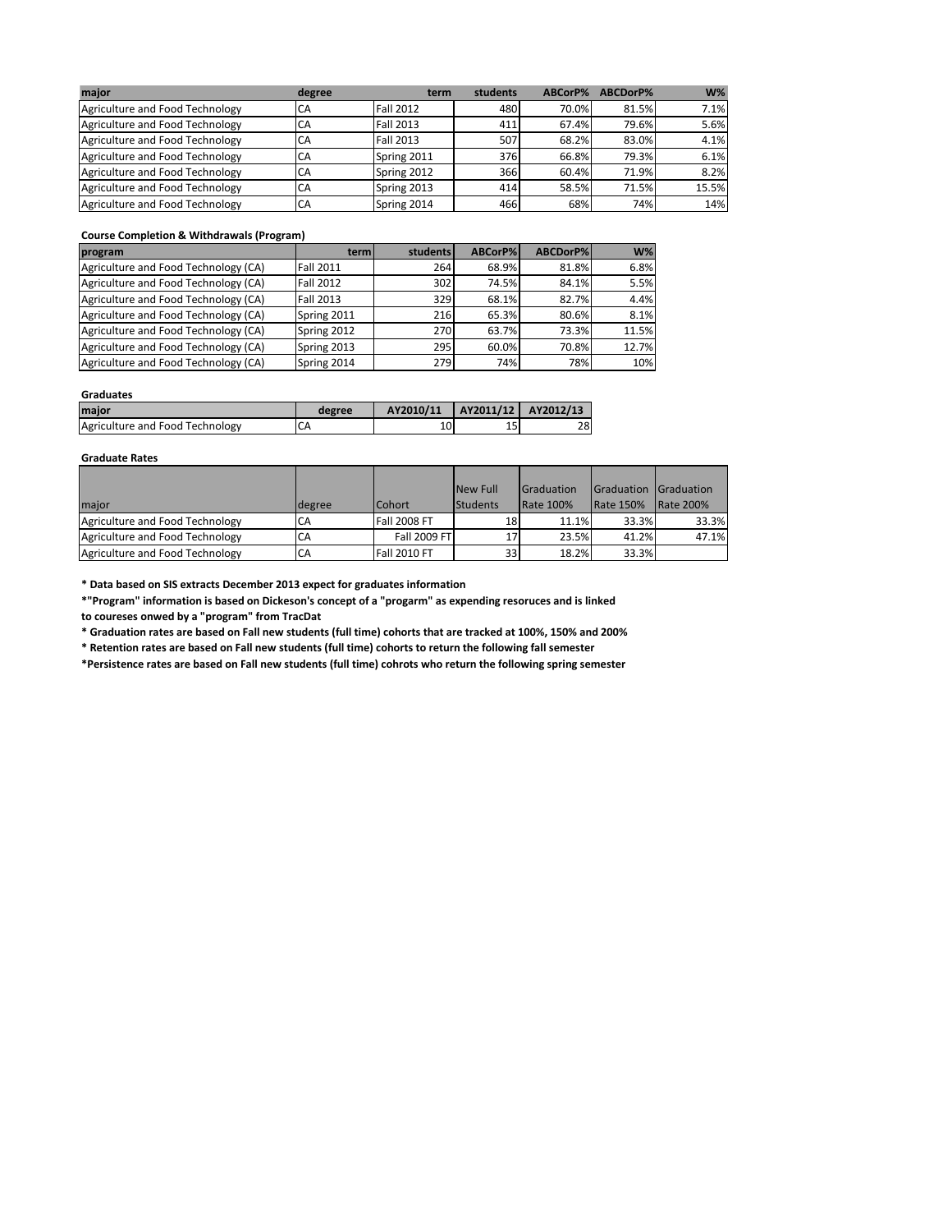| major | degree | term | students | ABCorP% | ABCDorP% | W% |
|---|---|---|---|---|---|---|
| Agriculture and Food Technology | CA | Fall 2012 | 480 | 70.0% | 81.5% | 7.1% |
| Agriculture and Food Technology | CA | Fall 2013 | 411 | 67.4% | 79.6% | 5.6% |
| Agriculture and Food Technology | CA | Fall 2013 | 507 | 68.2% | 83.0% | 4.1% |
| Agriculture and Food Technology | CA | Spring 2011 | 376 | 66.8% | 79.3% | 6.1% |
| Agriculture and Food Technology | CA | Spring 2012 | 366 | 60.4% | 71.9% | 8.2% |
| Agriculture and Food Technology | CA | Spring 2013 | 414 | 58.5% | 71.5% | 15.5% |
| Agriculture and Food Technology | CA | Spring 2014 | 466 | 68% | 74% | 14% |

**Course Completion & Withdrawals (Program)**

| program | term | students | ABCorP% | ABCDorP% | W% |
|---|---|---|---|---|---|
| Agriculture and Food Technology (CA) | Fall 2011 | 264 | 68.9% | 81.8% | 6.8% |
| Agriculture and Food Technology (CA) | Fall 2012 | 302 | 74.5% | 84.1% | 5.5% |
| Agriculture and Food Technology (CA) | Fall 2013 | 329 | 68.1% | 82.7% | 4.4% |
| Agriculture and Food Technology (CA) | Spring 2011 | 216 | 65.3% | 80.6% | 8.1% |
| Agriculture and Food Technology (CA) | Spring 2012 | 270 | 63.7% | 73.3% | 11.5% |
| Agriculture and Food Technology (CA) | Spring 2013 | 295 | 60.0% | 70.8% | 12.7% |
| Agriculture and Food Technology (CA) | Spring 2014 | 279 | 74% | 78% | 10% |

**Graduates**

| major | degree | AY2010/11 | AY2011/12 | AY2012/13 |
|---|---|---|---|---|
| Agriculture and Food Technology | CA | 10 | 15 | 28 |

**Graduate Rates**

| major | degree | Cohort | New Full Students | Graduation Rate 100% | Graduation Rate 150% | Graduation Rate 200% |
|---|---|---|---|---|---|---|
| Agriculture and Food Technology | CA | Fall 2008 FT | 18 | 11.1% | 33.3% | 33.3% |
| Agriculture and Food Technology | CA | Fall 2009 FT | 17 | 23.5% | 41.2% | 47.1% |
| Agriculture and Food Technology | CA | Fall 2010 FT | 33 | 18.2% | 33.3% | |

**\* Data based on SIS extracts December 2013 expect for graduates information**

**\*"Program" information is based on Dickeson's concept of a "progarm" as expending resoruces and is linked to coureses onwed by a "program" from TracDat**

**\* Graduation rates are based on Fall new students (full time) cohorts that are tracked at 100%, 150% and 200%**

**\* Retention rates are based on Fall new students (full time) cohorts to return the following fall semester**

**\*Persistence rates are based on Fall new students (full time) cohrots who return the following spring semester**